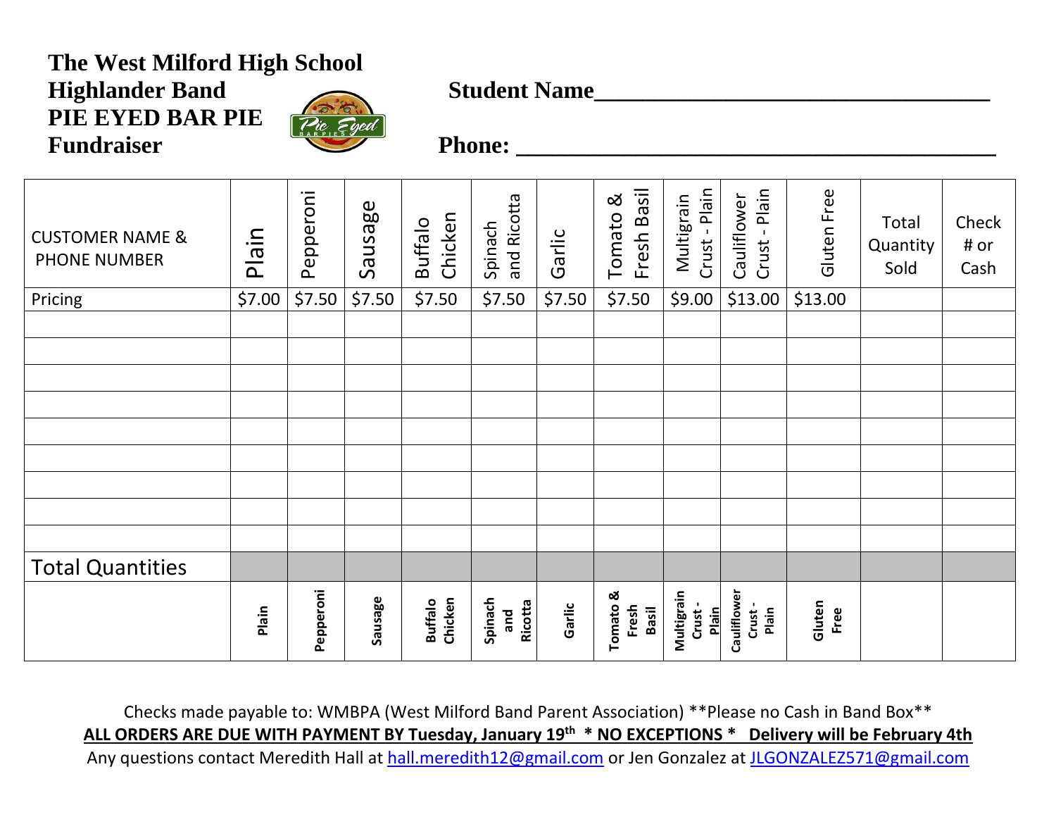# The West Milford High School Highlander Band PIE EYED BAR PIE Fundraiser

**Student Name**\_\_\_\_\_\_\_\_\_\_\_\_\_\_\_\_\_\_\_\_\_\_\_\_\_\_\_\_\_\_\_\_

**Phone:** \_\_\_\_\_\_\_\_\_\_\_\_\_\_\_\_\_\_\_\_\_\_\_\_\_\_\_\_\_\_\_\_\_\_\_\_\_\_\_\_

| CUSTOMER NAME & PHONE NUMBER | Plain | Pepperoni | Sausage | Buffalo Chicken | Spinach and Ricotta | Garlic | Tomato & Fresh Basil | Multigrain Crust - Plain | Cauliflower Crust - Plain | Gluten Free | Total Quantity Sold | Check # or Cash |
|---|---|---|---|---|---|---|---|---|---|---|---|---|
| Pricing | $7.00 | $7.50 | $7.50 | $7.50 | $7.50 | $7.50 | $7.50 | $9.00 | $13.00 | $13.00 | | |
| | | | | | | | | | | | | |
| | | | | | | | | | | | | |
| | | | | | | | | | | | | |
| | | | | | | | | | | | | |
| | | | | | | | | | | | | |
| | | | | | | | | | | | | |
| | | | | | | | | | | | | |
| | | | | | | | | | | | | |
| | | | | | | | | | | | | |
| Total Quantities | | | | | | | | | | | | |
| | **Plain** | **Pepperoni** | **Sausage** | **Buffalo Chicken** | **Spinach and Ricotta** | **Garlic** | **Tomato & Fresh Basil** | **Multigrain Crust - Plain** | **Cauliflower Crust - Plain** | **Gluten Free** | | |

Checks made payable to: WMBPA (West Milford Band Parent Association) **Please no Cash in Band Box**

**ALL ORDERS ARE DUE WITH PAYMENT BY Tuesday, January 19th * NO EXCEPTIONS * Delivery will be February 4th**

Any questions contact Meredith Hall at hall.meredith12@gmail.com or Jen Gonzalez at JLGONZALEZ571@gmail.com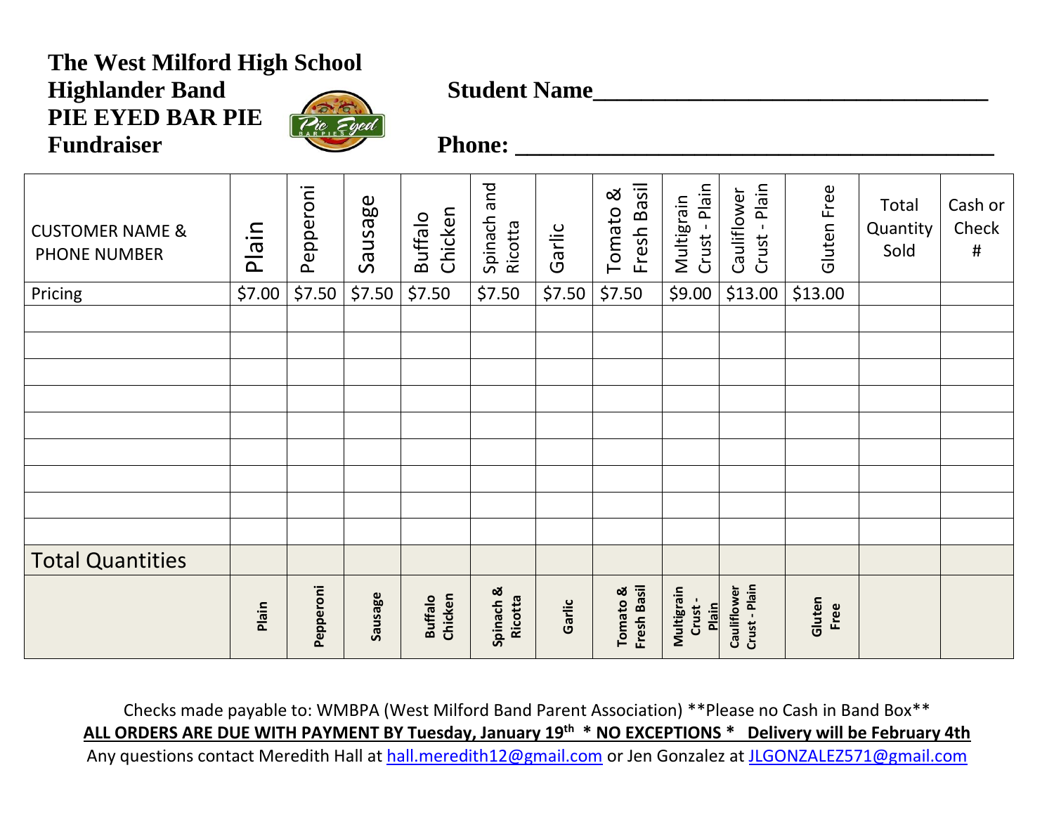**The West Milford High School**
**Highlander Band**
**PIE EYED BAR PIE**
**Fundraiser**

**Student Name**_________________________________

**Phone:** _________________________________________

| CUSTOMER NAME & PHONE NUMBER | Plain | Pepperoni | Sausage | Buffalo Chicken | Spinach and Ricotta | Garlic | Tomato & Fresh Basil | Multigrain Crust - Plain | Cauliflower Crust - Plain | Gluten Free | Total Quantity Sold | Cash or Check # |
|---|---|---|---|---|---|---|---|---|---|---|---|---|
| Pricing | $7.00 | $7.50 | $7.50 | $7.50 | $7.50 | $7.50 | $7.50 | $9.00 | $13.00 | $13.00 | | |
| | | | | | | | | | | | | |
| | | | | | | | | | | | | |
| | | | | | | | | | | | | |
| | | | | | | | | | | | | |
| | | | | | | | | | | | | |
| | | | | | | | | | | | | |
| | | | | | | | | | | | | |
| | | | | | | | | | | | | |
| | | | | | | | | | | | | |
| Total Quantities | | | | | | | | | | | | |
| | **Plain** | **Pepperoni** | **Sausage** | **Buffalo Chicken** | **Spinach & Ricotta** | **Garlic** | **Tomato & Fresh Basil** | **Multigrain Crust - Plain** | **Cauliflower Crust - Plain** | **Gluten Free** | | |

Checks made payable to: WMBPA (West Milford Band Parent Association) **Please no Cash in Band Box**

**ALL ORDERS ARE DUE WITH PAYMENT BY Tuesday, January 19th * NO EXCEPTIONS * Delivery will be February 4th**

Any questions contact Meredith Hall at hall.meredith12@gmail.com or Jen Gonzalez at JLGONZALEZ571@gmail.com